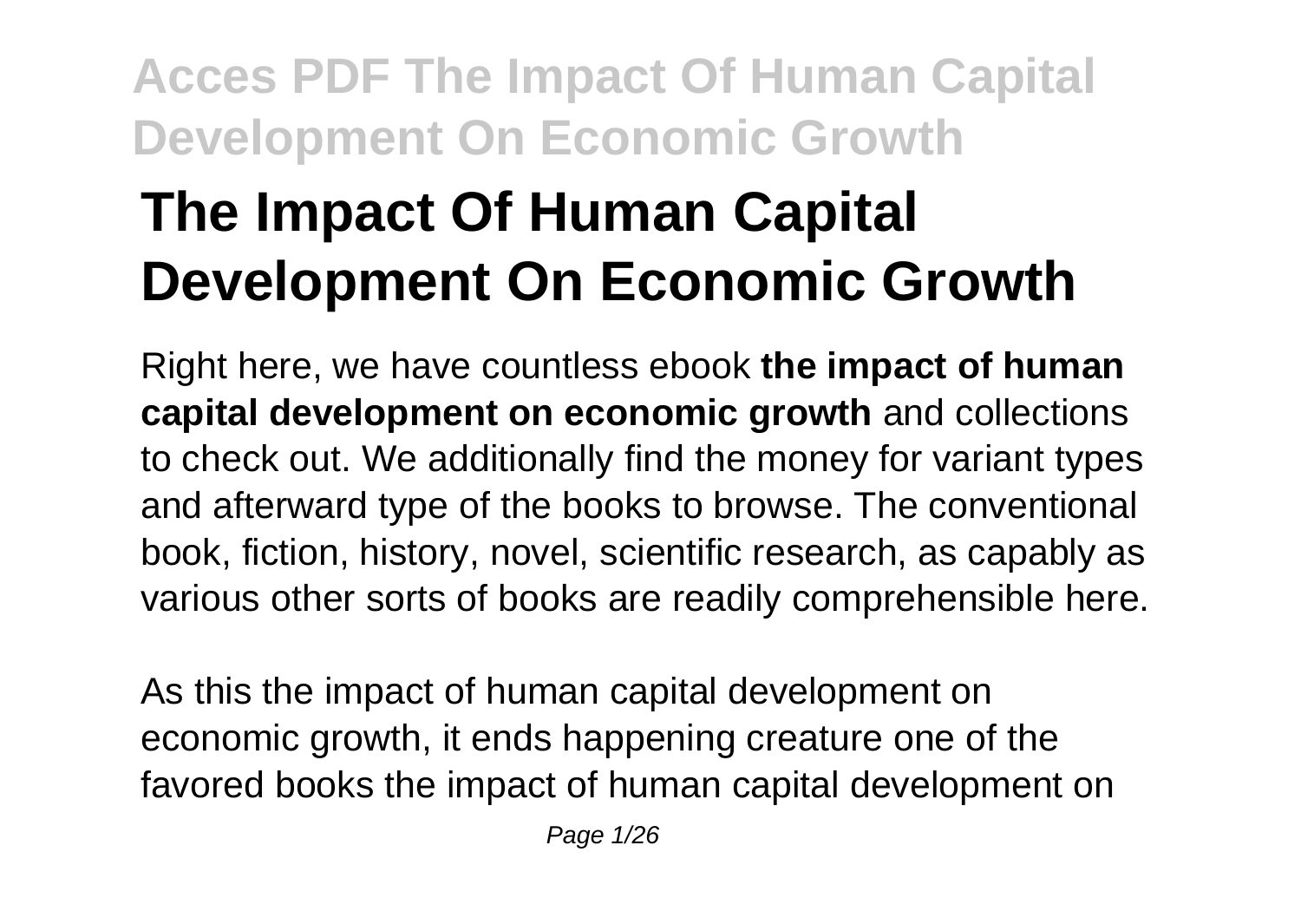# The Impact Of Human Capital Development On Economic Growth

Right here, we have countless ebook **the impact of human capital development on economic growth** and collections to check out. We additionally find the money for variant types and afterward type of the books to browse. The conventional book, fiction, history, novel, scientific research, as capably as various other sorts of books are readily comprehensible here.

As this the impact of human capital development on economic growth, it ends happening creature one of the favored books the impact of human capital development on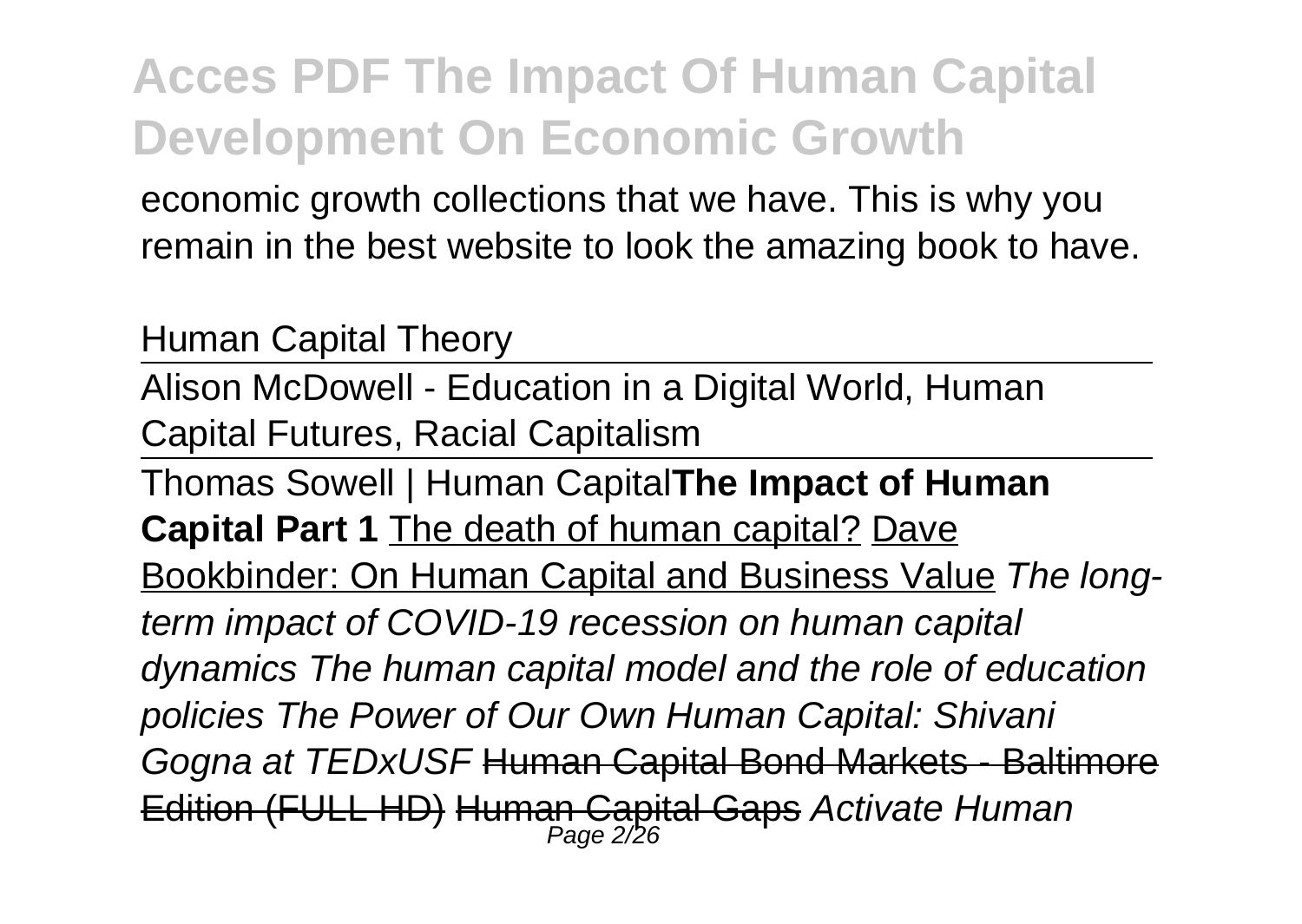economic growth collections that we have. This is why you remain in the best website to look the amazing book to have.

Human Capital Theory

---

Alison McDowell - Education in a Digital World, Human Capital Futures, Racial Capitalism

---

Thomas Sowell | Human Capital **The Impact of Human Capital Part 1** The death of human capital? Dave Bookbinder: On Human Capital and Business Value *The long-term impact of COVID-19 recession on human capital dynamics The human capital model and the role of education policies The Power of Our Own Human Capital: Shivani Gogna at TEDxUSF* ~~Human Capital Bond Markets - Baltimore Edition (FULL HD)~~ ~~Human Capital Gaps~~ *Activate Human*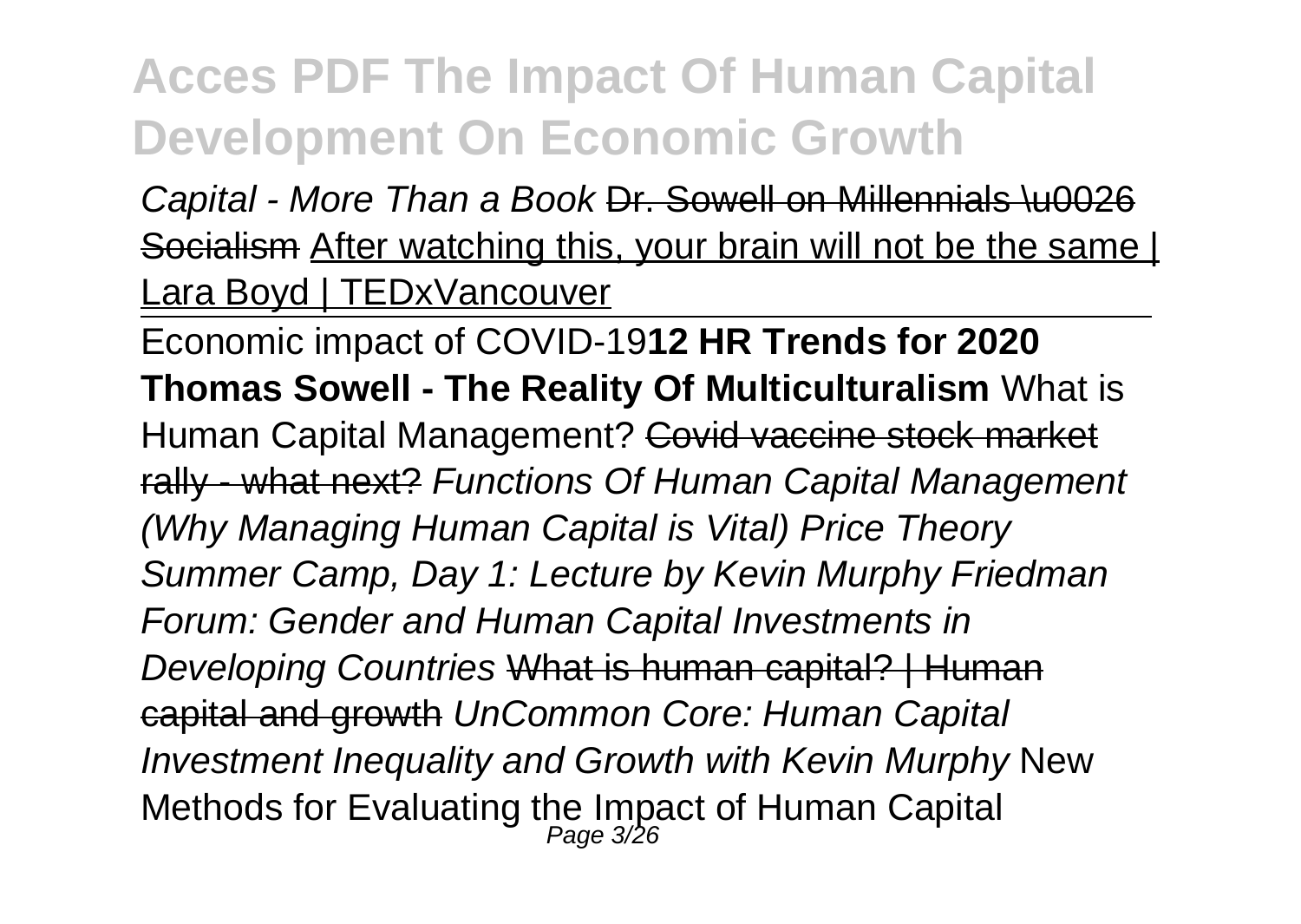Capital - More Than a Book ~~Dr. Sowell on Millennials \u0026 Socialism~~ After watching this, your brain will not be the same | Lara Boyd | TEDxVancouver

Economic impact of COVID-19**12 HR Trends for 2020** **Thomas Sowell - The Reality Of Multiculturalism** What is Human Capital Management? ~~Covid vaccine stock market rally - what next?~~ *Functions Of Human Capital Management (Why Managing Human Capital is Vital) Price Theory Summer Camp, Day 1: Lecture by Kevin Murphy Friedman Forum: Gender and Human Capital Investments in Developing Countries* ~~What is human capital? | Human capital and growth~~ *UnCommon Core: Human Capital Investment Inequality and Growth with Kevin Murphy* New Methods for Evaluating the Impact of Human Capital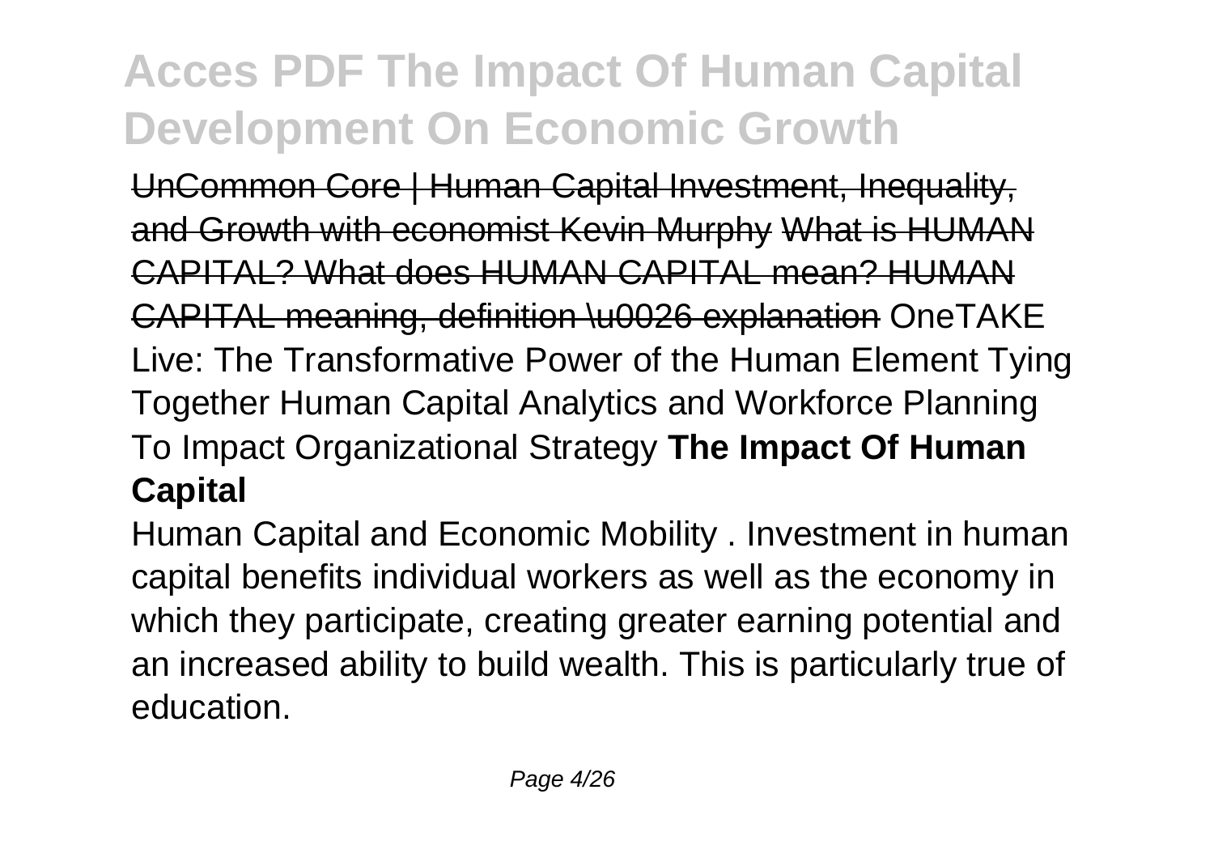UnCommon Core | Human Capital Investment, Inequality, and Growth with economist Kevin Murphy What is HUMAN CAPITAL? What does HUMAN CAPITAL mean? HUMAN CAPITAL meaning, definition \u0026 explanation OneTAKE Live: The Transformative Power of the Human Element Tying Together Human Capital Analytics and Workforce Planning To Impact Organizational Strategy **The Impact Of Human Capital**

Human Capital and Economic Mobility . Investment in human capital benefits individual workers as well as the economy in which they participate, creating greater earning potential and an increased ability to build wealth. This is particularly true of education.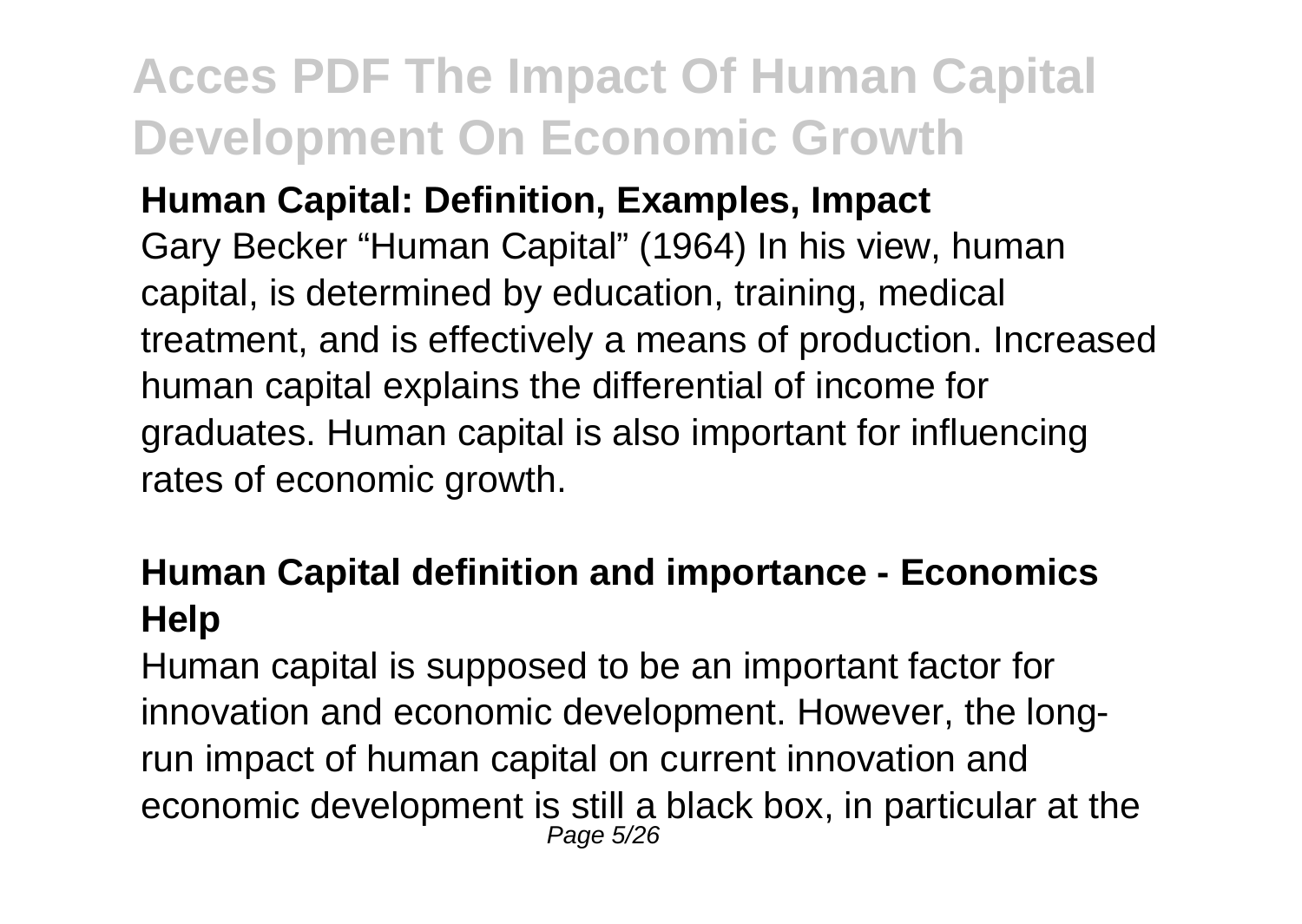**Human Capital: Definition, Examples, Impact**

Gary Becker "Human Capital" (1964) In his view, human capital, is determined by education, training, medical treatment, and is effectively a means of production. Increased human capital explains the differential of income for graduates. Human capital is also important for influencing rates of economic growth.

**Human Capital definition and importance - Economics Help**

Human capital is supposed to be an important factor for innovation and economic development. However, the long-run impact of human capital on current innovation and economic development is still a black box, in particular at the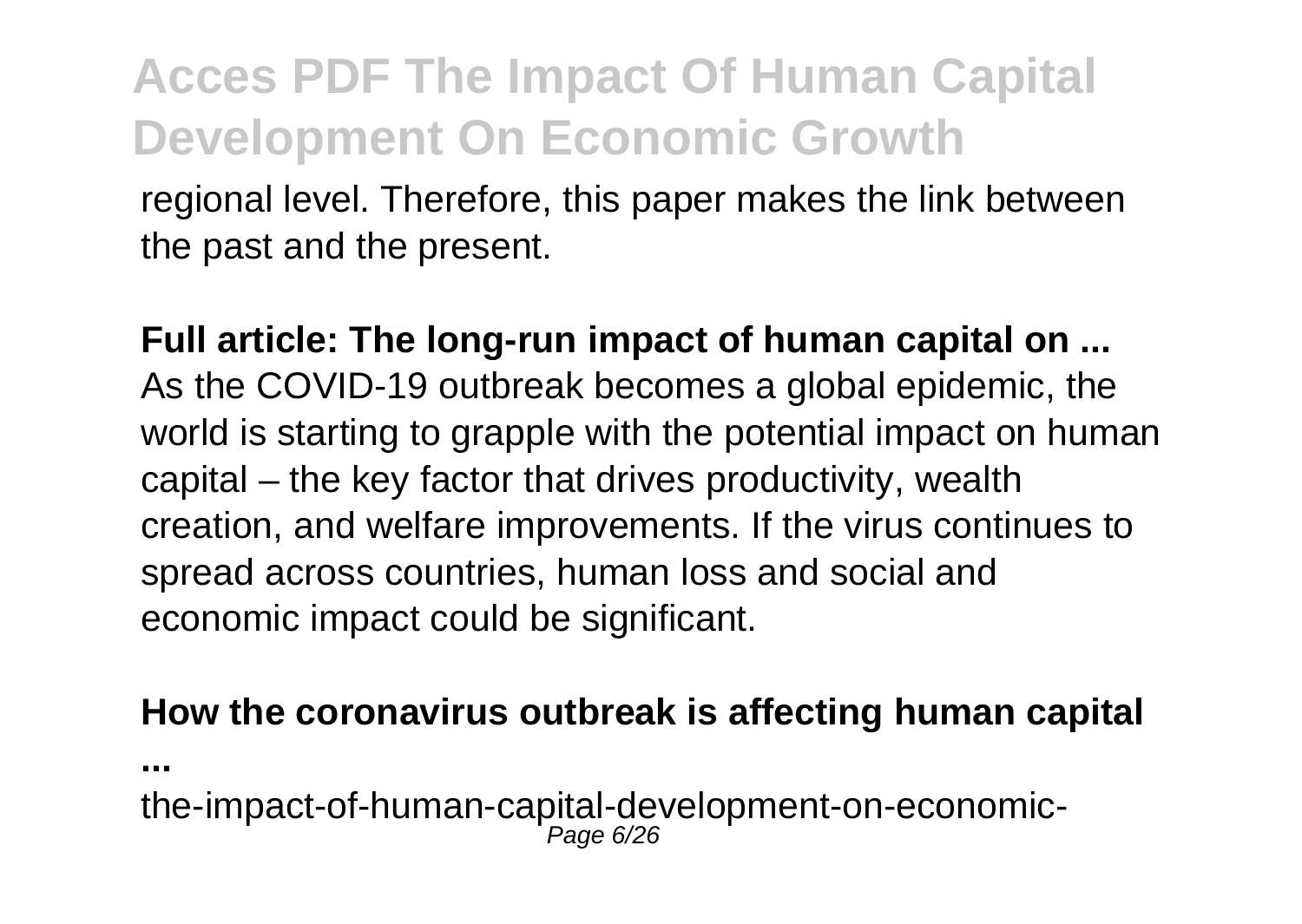regional level. Therefore, this paper makes the link between the past and the present.

**Full article: The long-run impact of human capital on ...**
As the COVID-19 outbreak becomes a global epidemic, the world is starting to grapple with the potential impact on human capital – the key factor that drives productivity, wealth creation, and welfare improvements. If the virus continues to spread across countries, human loss and social and economic impact could be significant.

**How the coronavirus outbreak is affecting human capital ...**

the-impact-of-human-capital-development-on-economic-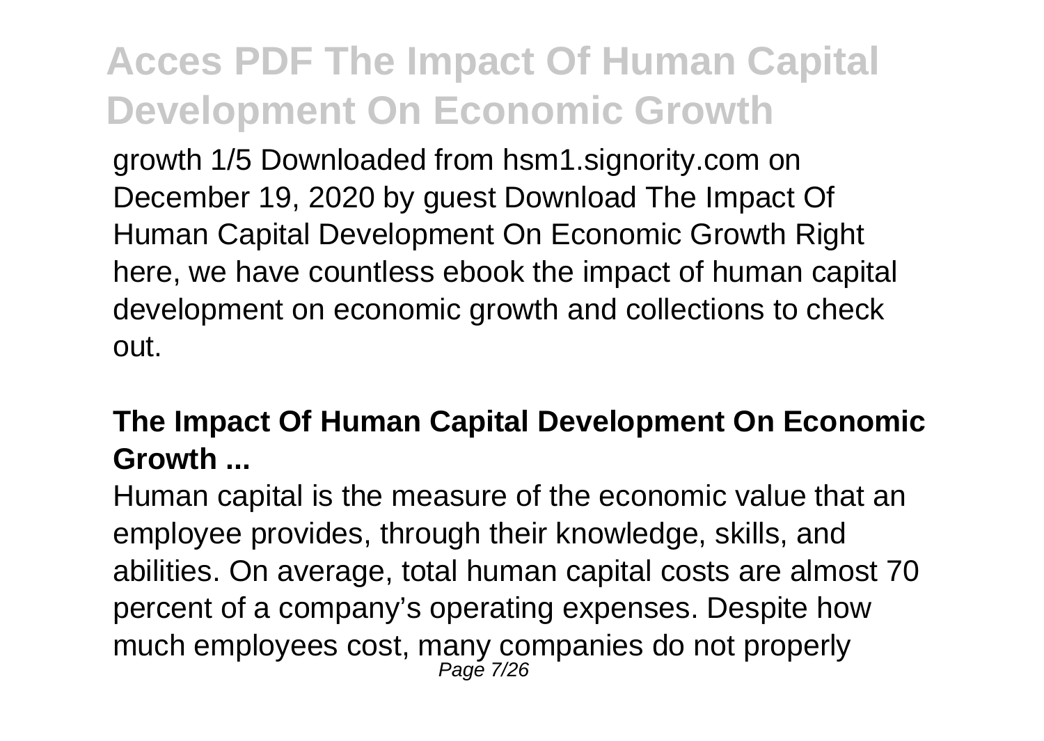growth 1/5 Downloaded from hsm1.signority.com on December 19, 2020 by guest Download The Impact Of Human Capital Development On Economic Growth Right here, we have countless ebook the impact of human capital development on economic growth and collections to check out.

**The Impact Of Human Capital Development On Economic Growth ...**

Human capital is the measure of the economic value that an employee provides, through their knowledge, skills, and abilities. On average, total human capital costs are almost 70 percent of a company's operating expenses. Despite how much employees cost, many companies do not properly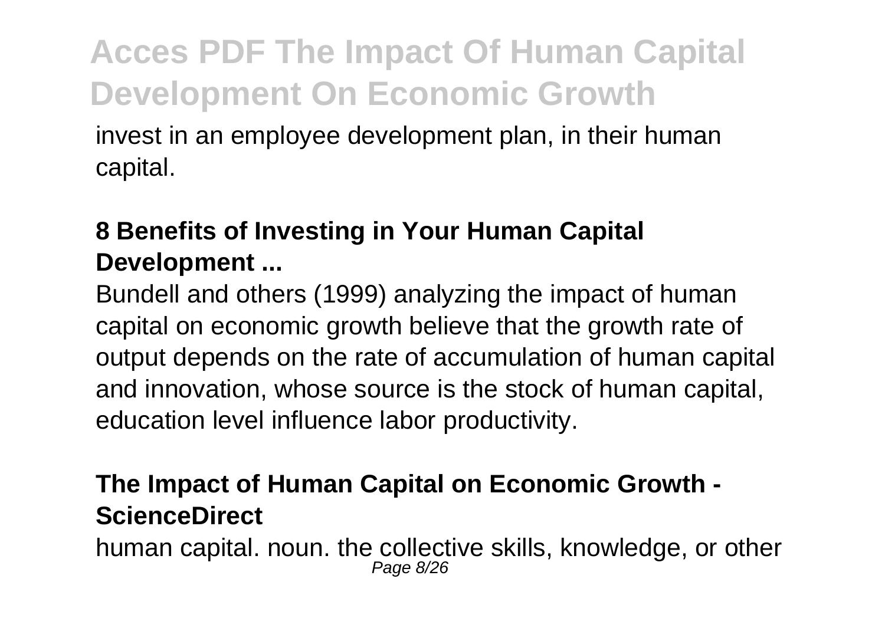invest in an employee development plan, in their human capital.

**8 Benefits of Investing in Your Human Capital Development ...**

Bundell and others (1999) analyzing the impact of human capital on economic growth believe that the growth rate of output depends on the rate of accumulation of human capital and innovation, whose source is the stock of human capital, education level influence labor productivity.

**The Impact of Human Capital on Economic Growth - ScienceDirect**

human capital. noun. the collective skills, knowledge, or other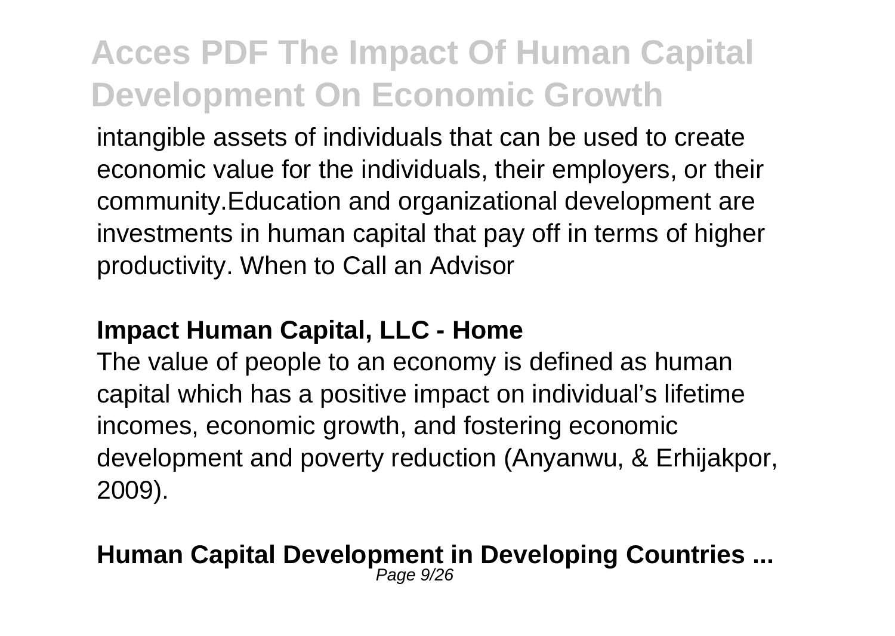intangible assets of individuals that can be used to create economic value for the individuals, their employers, or their community.Education and organizational development are investments in human capital that pay off in terms of higher productivity. When to Call an Advisor

**Impact Human Capital, LLC - Home**

The value of people to an economy is defined as human capital which has a positive impact on individual's lifetime incomes, economic growth, and fostering economic development and poverty reduction (Anyanwu, & Erhijakpor, 2009).

**Human Capital Development in Developing Countries ...**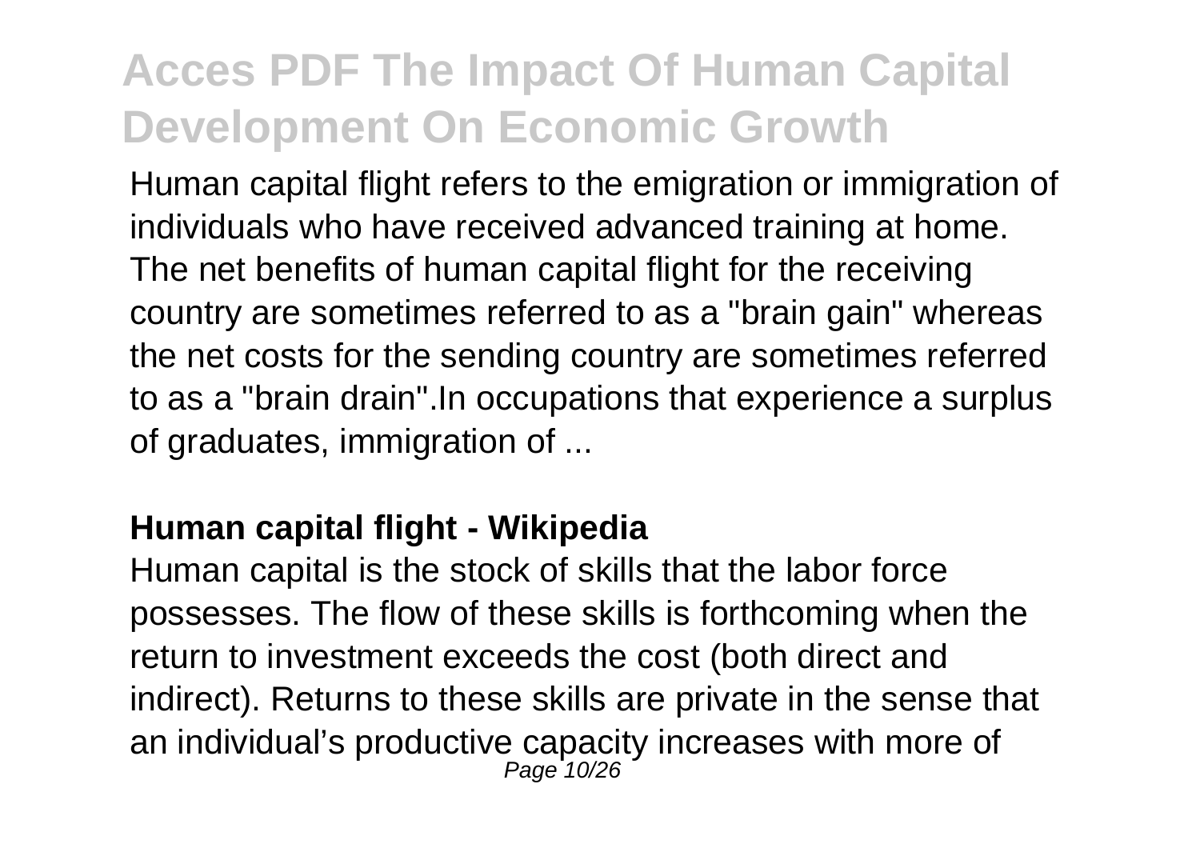Human capital flight refers to the emigration or immigration of individuals who have received advanced training at home. The net benefits of human capital flight for the receiving country are sometimes referred to as a "brain gain" whereas the net costs for the sending country are sometimes referred to as a "brain drain".In occupations that experience a surplus of graduates, immigration of ...

**Human capital flight - Wikipedia**

Human capital is the stock of skills that the labor force possesses. The flow of these skills is forthcoming when the return to investment exceeds the cost (both direct and indirect). Returns to these skills are private in the sense that an individual's productive capacity increases with more of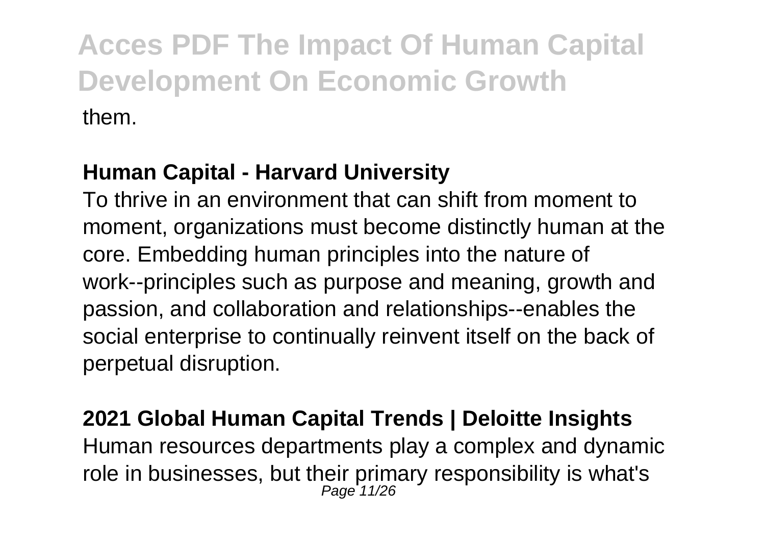them.

**Human Capital - Harvard University**

To thrive in an environment that can shift from moment to moment, organizations must become distinctly human at the core. Embedding human principles into the nature of work--principles such as purpose and meaning, growth and passion, and collaboration and relationships--enables the social enterprise to continually reinvent itself on the back of perpetual disruption.

**2021 Global Human Capital Trends | Deloitte Insights**

Human resources departments play a complex and dynamic role in businesses, but their primary responsibility is what's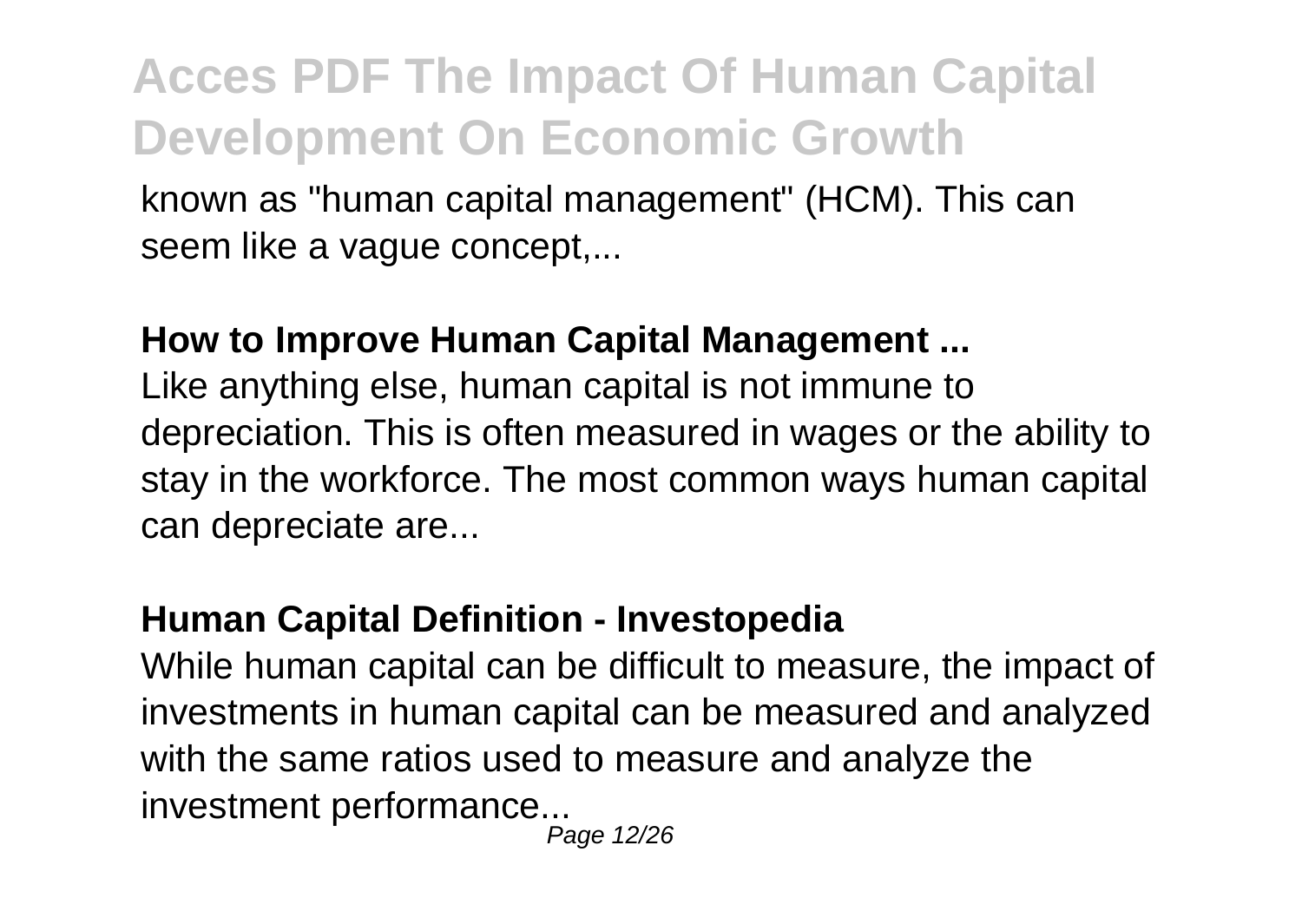known as "human capital management" (HCM). This can seem like a vague concept,...

**How to Improve Human Capital Management ...**

Like anything else, human capital is not immune to depreciation. This is often measured in wages or the ability to stay in the workforce. The most common ways human capital can depreciate are...

**Human Capital Definition - Investopedia**

While human capital can be difficult to measure, the impact of investments in human capital can be measured and analyzed with the same ratios used to measure and analyze the investment performance...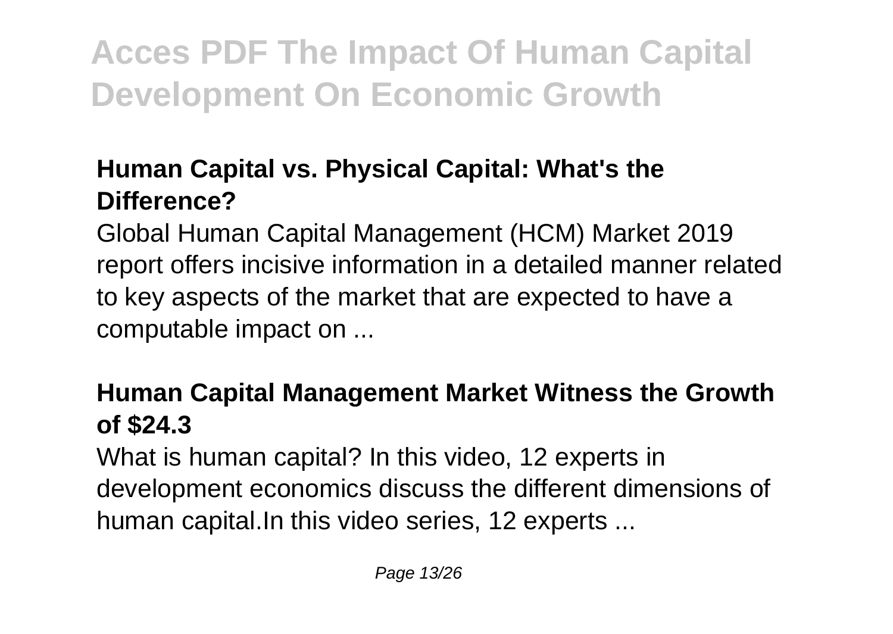### Human Capital vs. Physical Capital: What's the Difference?

Global Human Capital Management (HCM) Market 2019 report offers incisive information in a detailed manner related to key aspects of the market that are expected to have a computable impact on ...

### Human Capital Management Market Witness the Growth of $24.3

What is human capital? In this video, 12 experts in development economics discuss the different dimensions of human capital.In this video series, 12 experts ...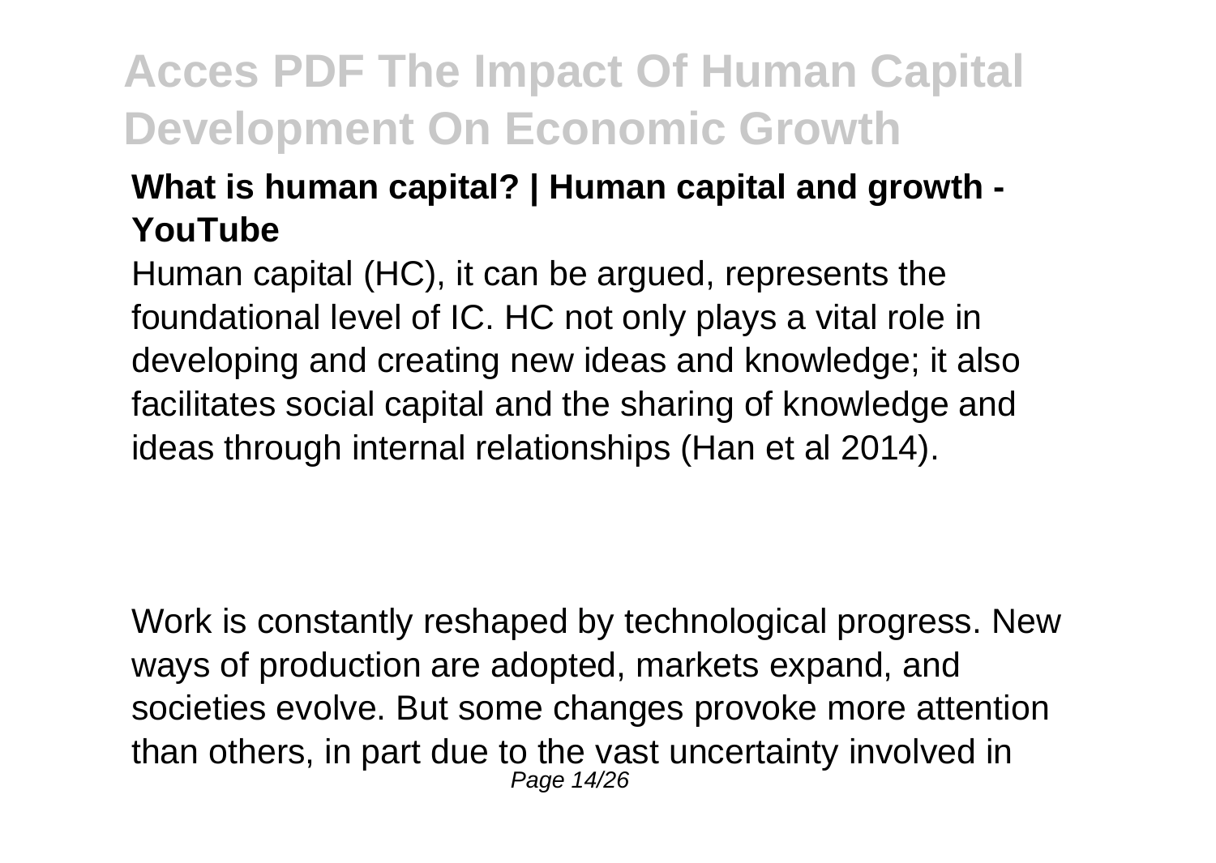### What is human capital? | Human capital and growth - YouTube

Human capital (HC), it can be argued, represents the foundational level of IC. HC not only plays a vital role in developing and creating new ideas and knowledge; it also facilitates social capital and the sharing of knowledge and ideas through internal relationships (Han et al 2014).

Work is constantly reshaped by technological progress. New ways of production are adopted, markets expand, and societies evolve. But some changes provoke more attention than others, in part due to the vast uncertainty involved in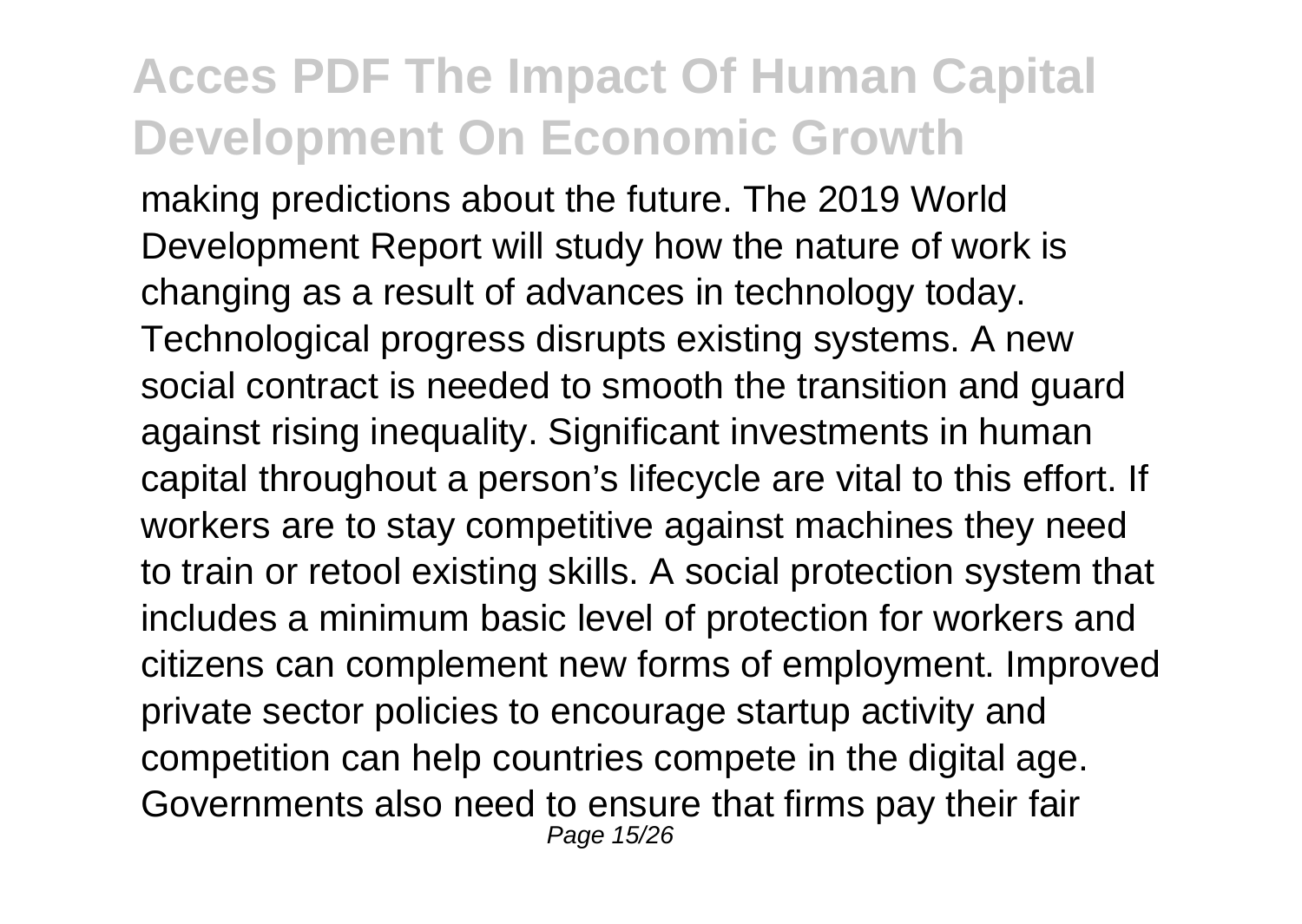making predictions about the future. The 2019 World Development Report will study how the nature of work is changing as a result of advances in technology today. Technological progress disrupts existing systems. A new social contract is needed to smooth the transition and guard against rising inequality. Significant investments in human capital throughout a person's lifecycle are vital to this effort. If workers are to stay competitive against machines they need to train or retool existing skills. A social protection system that includes a minimum basic level of protection for workers and citizens can complement new forms of employment. Improved private sector policies to encourage startup activity and competition can help countries compete in the digital age. Governments also need to ensure that firms pay their fair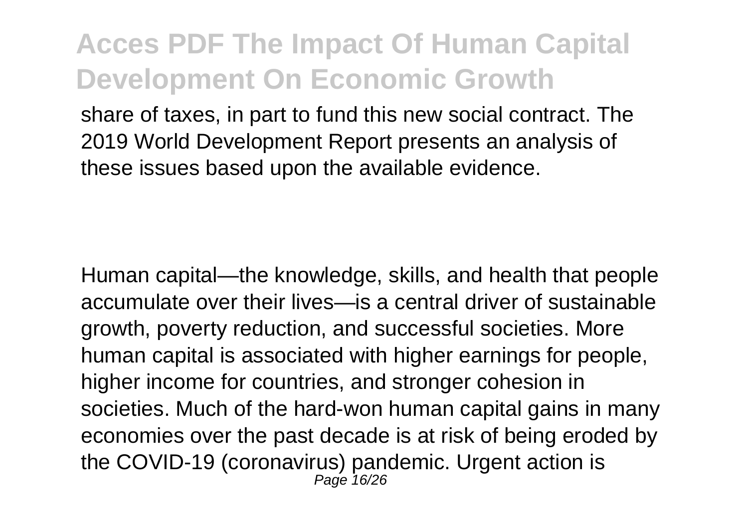share of taxes, in part to fund this new social contract. The 2019 World Development Report presents an analysis of these issues based upon the available evidence.

Human capital—the knowledge, skills, and health that people accumulate over their lives—is a central driver of sustainable growth, poverty reduction, and successful societies. More human capital is associated with higher earnings for people, higher income for countries, and stronger cohesion in societies. Much of the hard-won human capital gains in many economies over the past decade is at risk of being eroded by the COVID-19 (coronavirus) pandemic. Urgent action is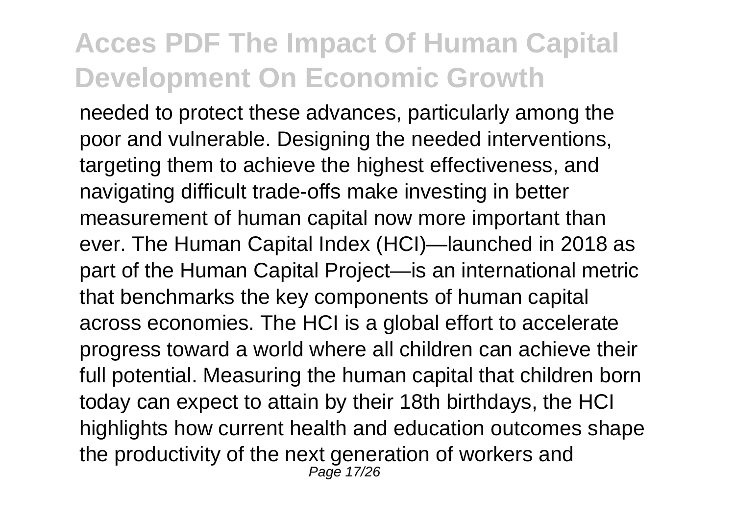needed to protect these advances, particularly among the poor and vulnerable. Designing the needed interventions, targeting them to achieve the highest effectiveness, and navigating difficult trade-offs make investing in better measurement of human capital now more important than ever. The Human Capital Index (HCI)—launched in 2018 as part of the Human Capital Project—is an international metric that benchmarks the key components of human capital across economies. The HCI is a global effort to accelerate progress toward a world where all children can achieve their full potential. Measuring the human capital that children born today can expect to attain by their 18th birthdays, the HCI highlights how current health and education outcomes shape the productivity of the next generation of workers and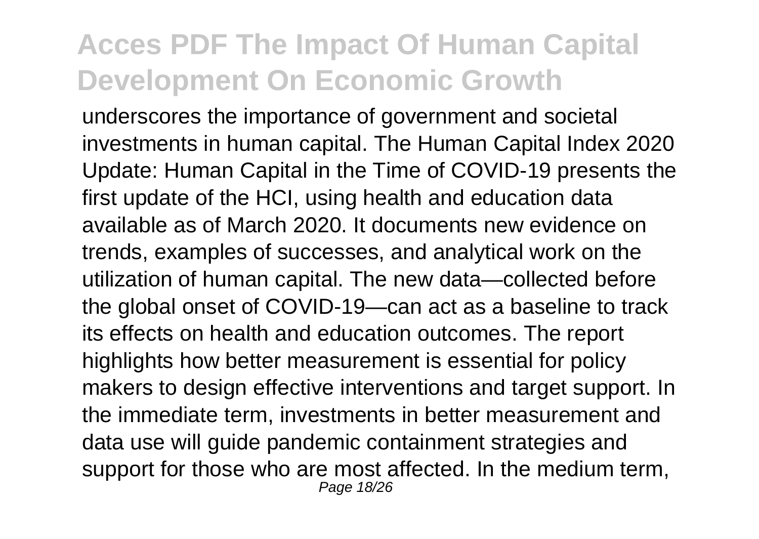underscores the importance of government and societal investments in human capital. The Human Capital Index 2020 Update: Human Capital in the Time of COVID-19 presents the first update of the HCI, using health and education data available as of March 2020. It documents new evidence on trends, examples of successes, and analytical work on the utilization of human capital. The new data—collected before the global onset of COVID-19—can act as a baseline to track its effects on health and education outcomes. The report highlights how better measurement is essential for policy makers to design effective interventions and target support. In the immediate term, investments in better measurement and data use will guide pandemic containment strategies and support for those who are most affected. In the medium term,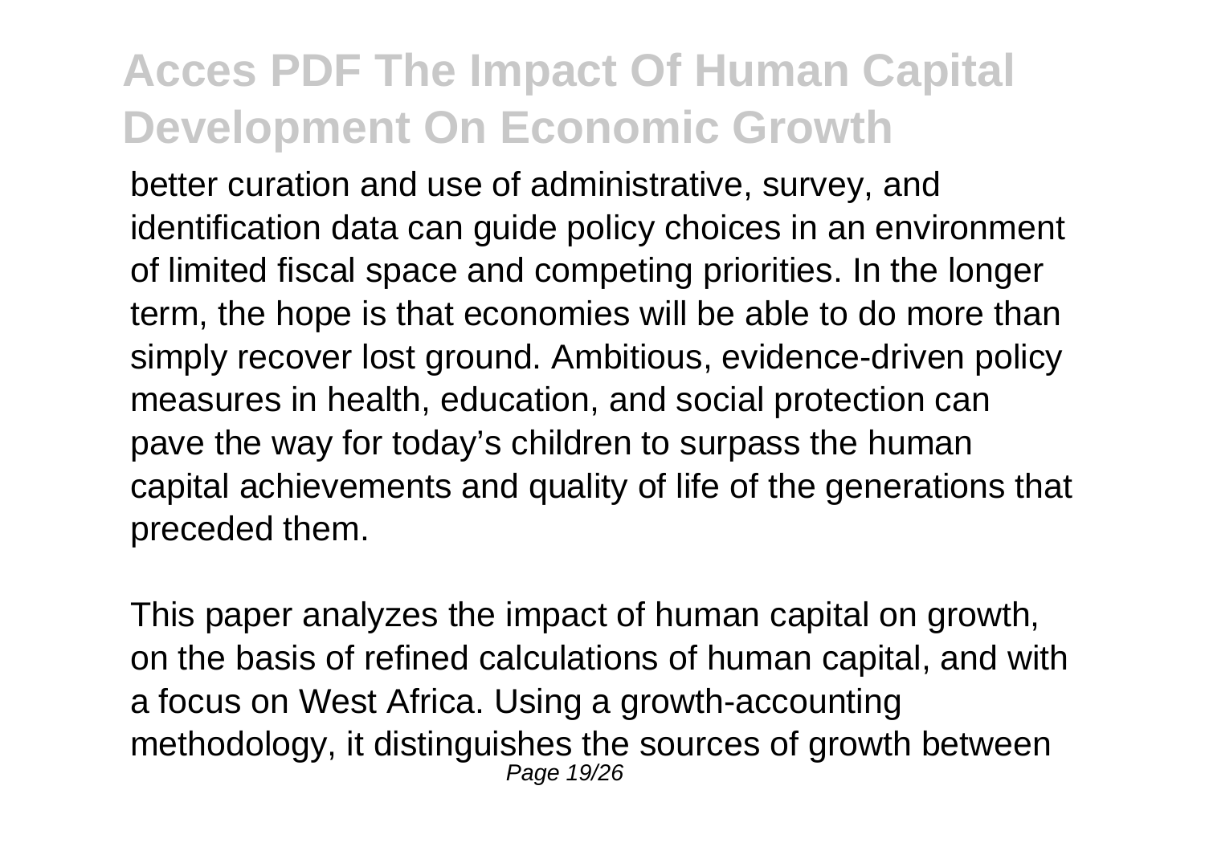better curation and use of administrative, survey, and identification data can guide policy choices in an environment of limited fiscal space and competing priorities. In the longer term, the hope is that economies will be able to do more than simply recover lost ground. Ambitious, evidence-driven policy measures in health, education, and social protection can pave the way for today's children to surpass the human capital achievements and quality of life of the generations that preceded them.

This paper analyzes the impact of human capital on growth, on the basis of refined calculations of human capital, and with a focus on West Africa. Using a growth-accounting methodology, it distinguishes the sources of growth between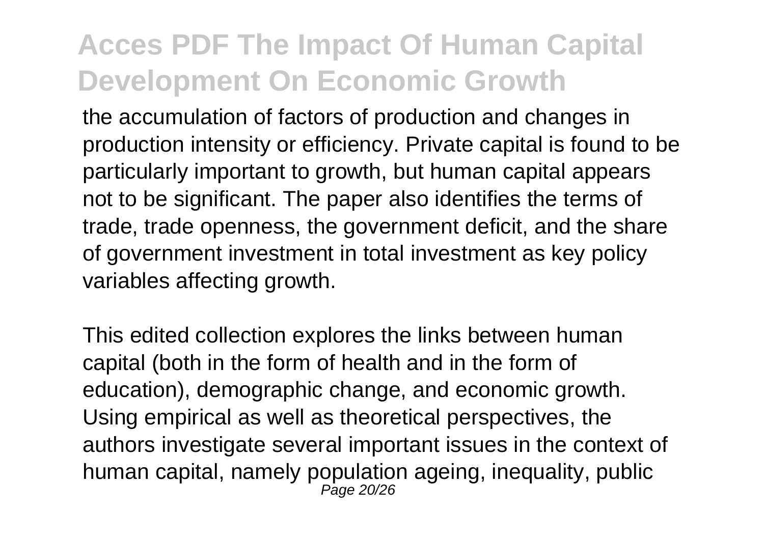the accumulation of factors of production and changes in production intensity or efficiency. Private capital is found to be particularly important to growth, but human capital appears not to be significant. The paper also identifies the terms of trade, trade openness, the government deficit, and the share of government investment in total investment as key policy variables affecting growth.

This edited collection explores the links between human capital (both in the form of health and in the form of education), demographic change, and economic growth. Using empirical as well as theoretical perspectives, the authors investigate several important issues in the context of human capital, namely population ageing, inequality, public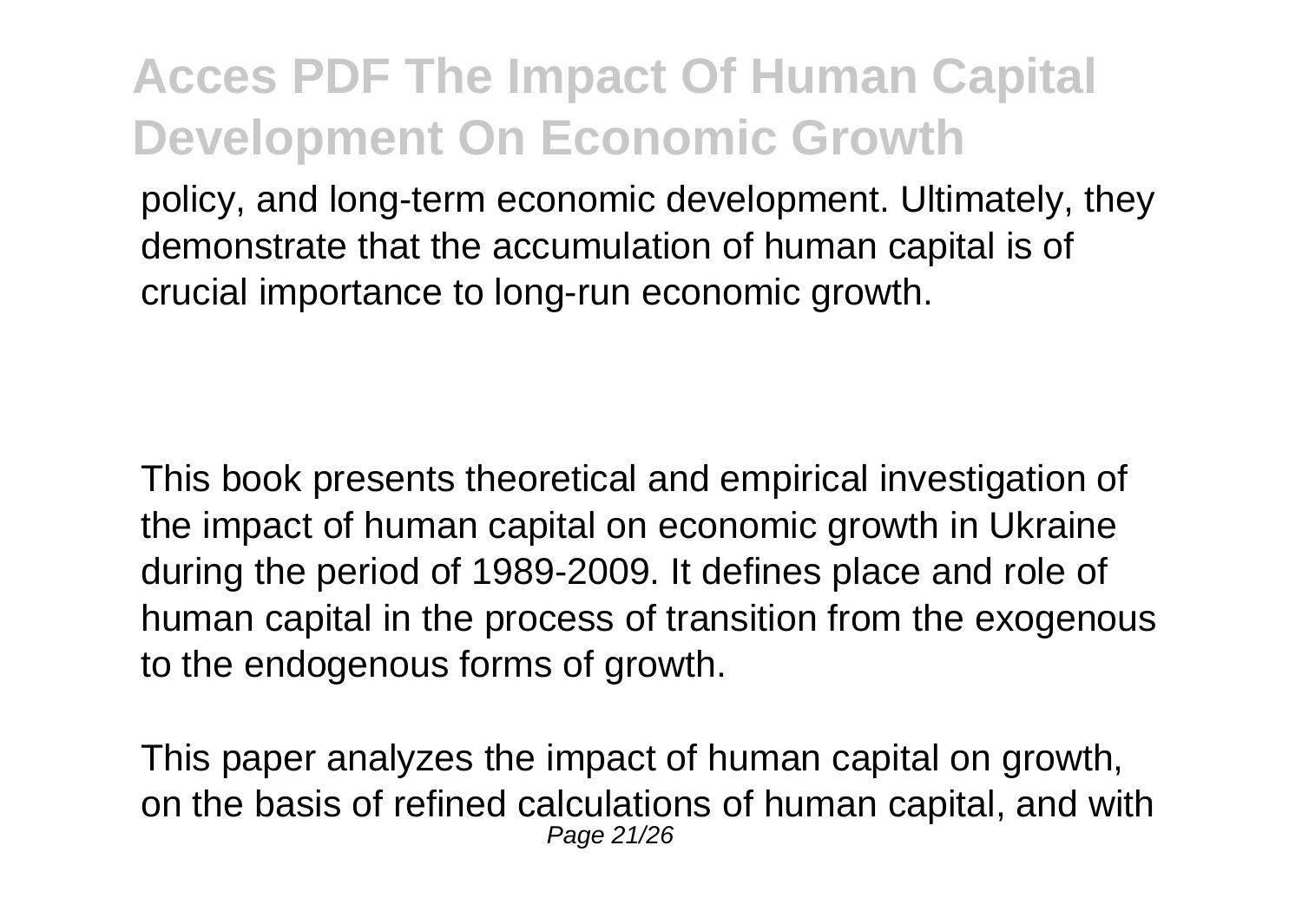policy, and long-term economic development. Ultimately, they demonstrate that the accumulation of human capital is of crucial importance to long-run economic growth.

This book presents theoretical and empirical investigation of the impact of human capital on economic growth in Ukraine during the period of 1989-2009. It defines place and role of human capital in the process of transition from the exogenous to the endogenous forms of growth.

This paper analyzes the impact of human capital on growth, on the basis of refined calculations of human capital, and with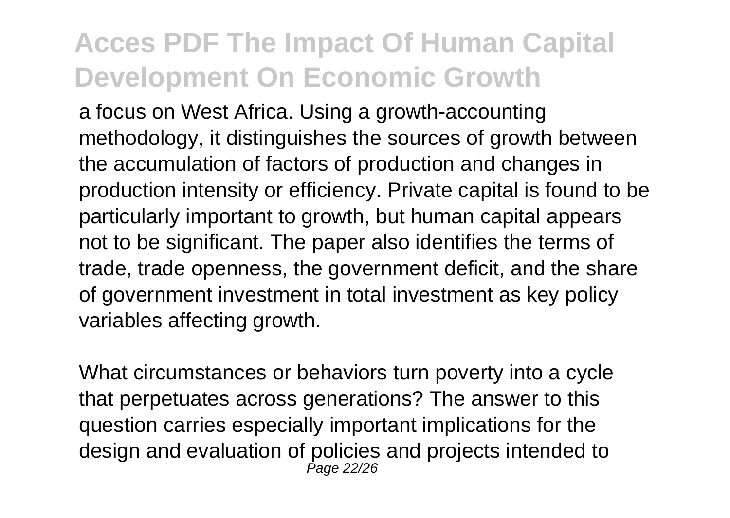a focus on West Africa. Using a growth-accounting methodology, it distinguishes the sources of growth between the accumulation of factors of production and changes in production intensity or efficiency. Private capital is found to be particularly important to growth, but human capital appears not to be significant. The paper also identifies the terms of trade, trade openness, the government deficit, and the share of government investment in total investment as key policy variables affecting growth.

What circumstances or behaviors turn poverty into a cycle that perpetuates across generations? The answer to this question carries especially important implications for the design and evaluation of policies and projects intended to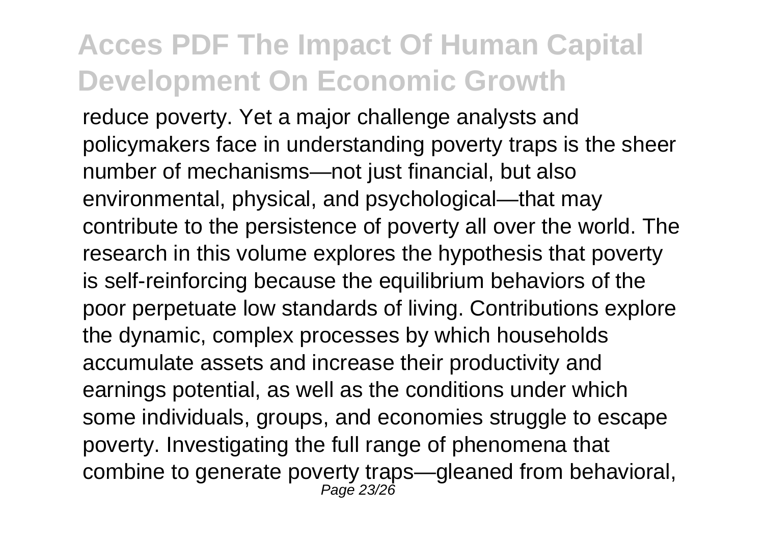reduce poverty. Yet a major challenge analysts and policymakers face in understanding poverty traps is the sheer number of mechanisms—not just financial, but also environmental, physical, and psychological—that may contribute to the persistence of poverty all over the world. The research in this volume explores the hypothesis that poverty is self-reinforcing because the equilibrium behaviors of the poor perpetuate low standards of living. Contributions explore the dynamic, complex processes by which households accumulate assets and increase their productivity and earnings potential, as well as the conditions under which some individuals, groups, and economies struggle to escape poverty. Investigating the full range of phenomena that combine to generate poverty traps—gleaned from behavioral,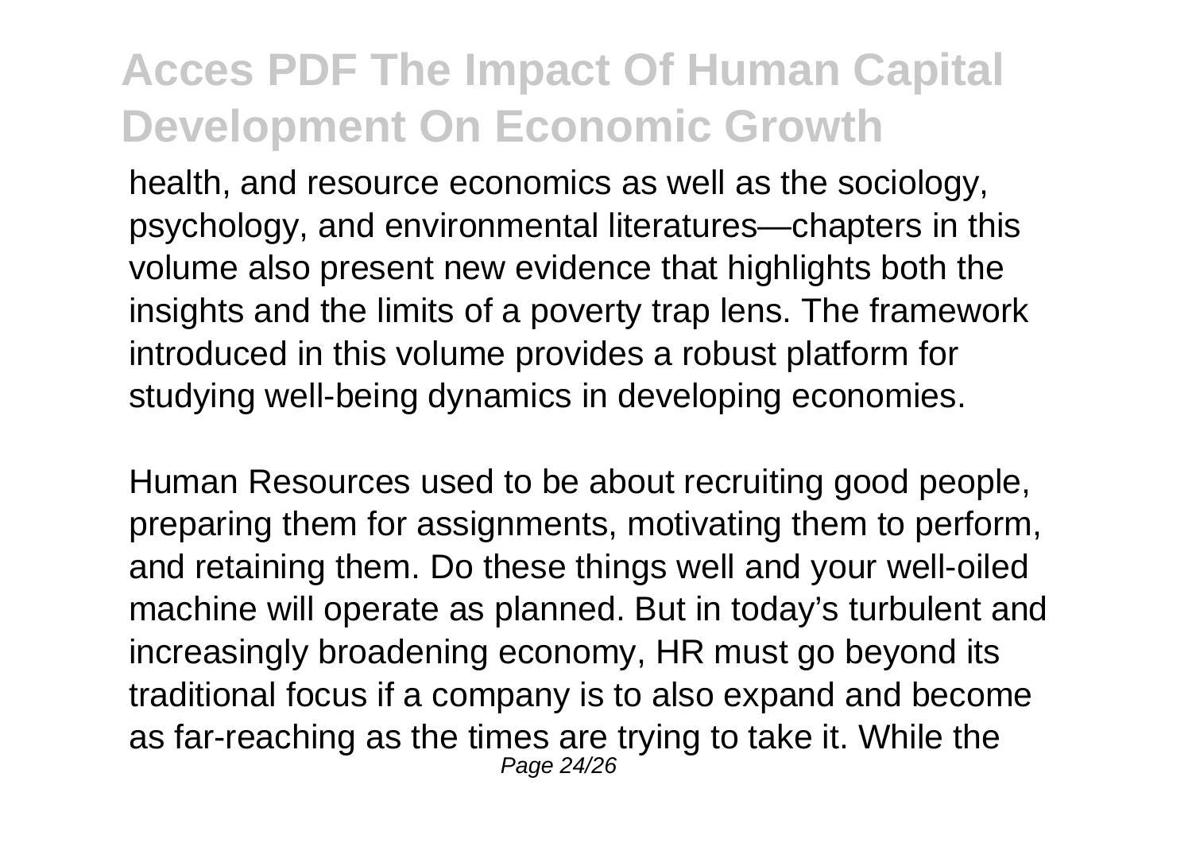health, and resource economics as well as the sociology, psychology, and environmental literatures—chapters in this volume also present new evidence that highlights both the insights and the limits of a poverty trap lens. The framework introduced in this volume provides a robust platform for studying well-being dynamics in developing economies.

Human Resources used to be about recruiting good people, preparing them for assignments, motivating them to perform, and retaining them. Do these things well and your well-oiled machine will operate as planned. But in today's turbulent and increasingly broadening economy, HR must go beyond its traditional focus if a company is to also expand and become as far-reaching as the times are trying to take it. While the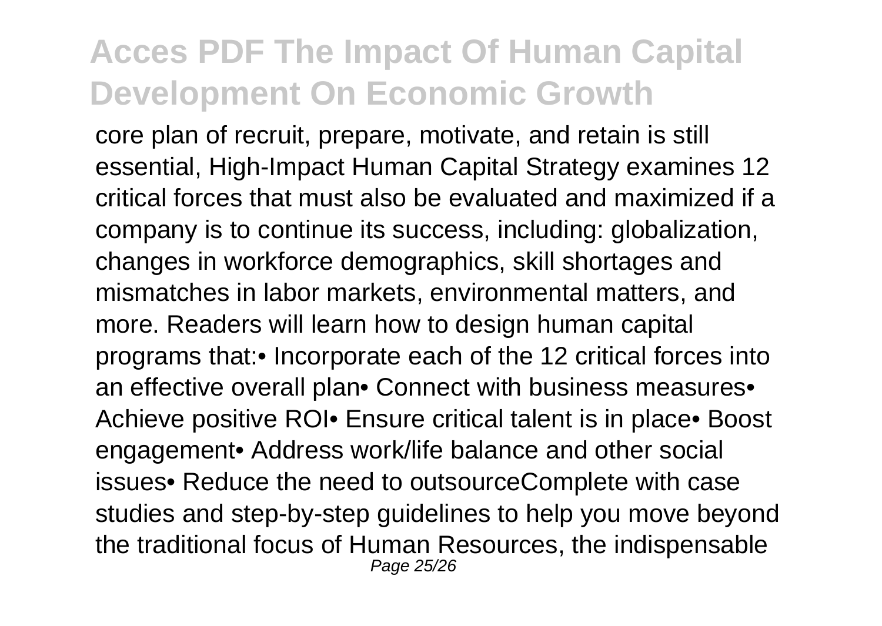core plan of recruit, prepare, motivate, and retain is still essential, High-Impact Human Capital Strategy examines 12 critical forces that must also be evaluated and maximized if a company is to continue its success, including: globalization, changes in workforce demographics, skill shortages and mismatches in labor markets, environmental matters, and more. Readers will learn how to design human capital programs that:

- Incorporate each of the 12 critical forces into an effective overall plan
- Connect with business measures
- Achieve positive ROI
- Ensure critical talent is in place
- Boost engagement
- Address work/life balance and other social issues
- Reduce the need to outsource

Complete with case studies and step-by-step guidelines to help you move beyond the traditional focus of Human Resources, the indispensable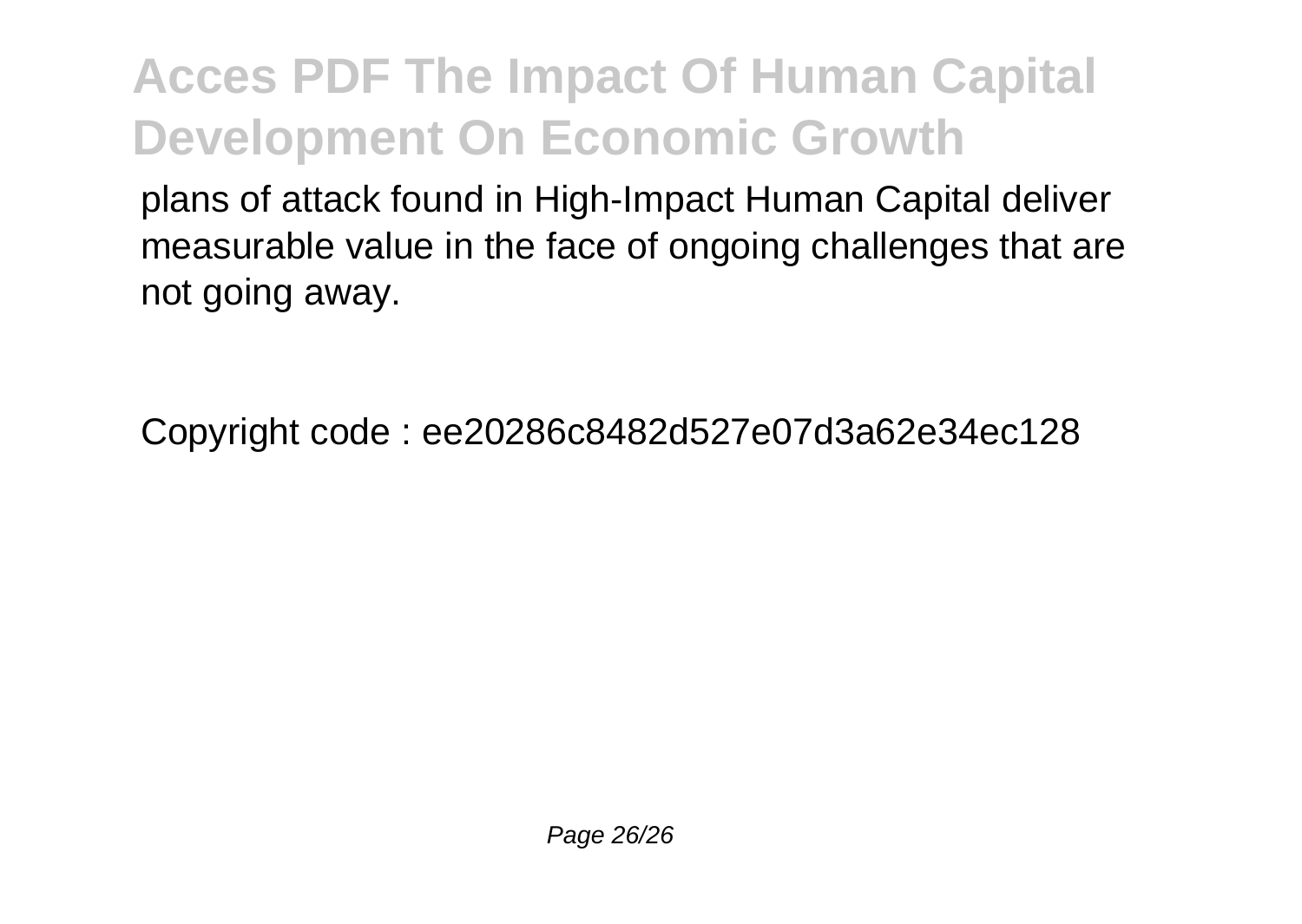plans of attack found in High-Impact Human Capital deliver measurable value in the face of ongoing challenges that are not going away.

Copyright code : ee20286c8482d527e07d3a62e34ec128